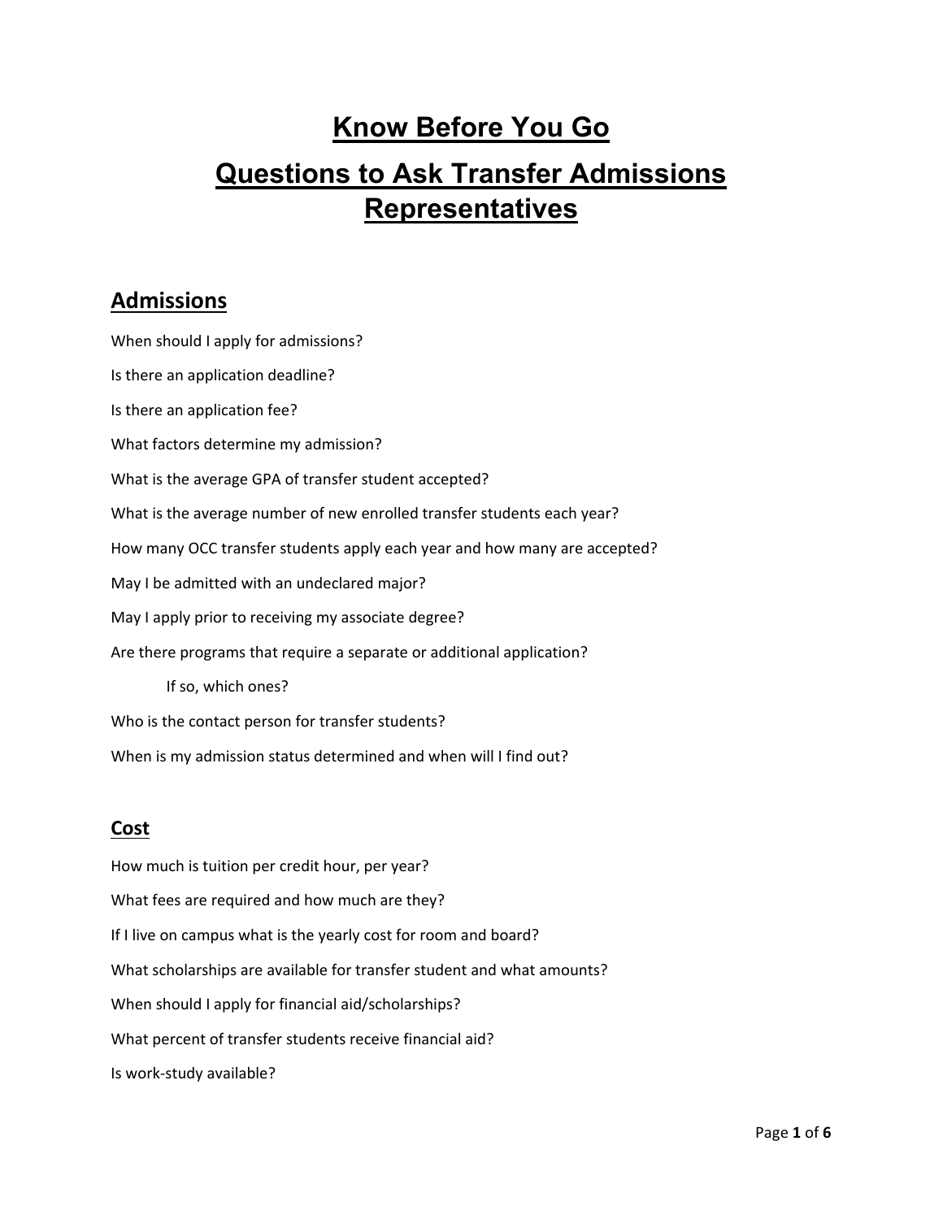# Know Before You Go

# Questions to Ask Transfer Admissions Representatives

## Admissions

When should I apply for admissions?

Is there an application deadline?

Is there an application fee?

What factors determine my admission?

What is the average GPA of transfer student accepted?

What is the average number of new enrolled transfer students each year?

How many OCC transfer students apply each year and how many are accepted?

May I be admitted with an undeclared major?

May I apply prior to receiving my associate degree?

Are there programs that require a separate or additional application?

    If so, which ones?

Who is the contact person for transfer students?

When is my admission status determined and when will I find out?

## Cost

How much is tuition per credit hour, per year?

What fees are required and how much are they?

If I live on campus what is the yearly cost for room and board?

What scholarships are available for transfer student and what amounts?

When should I apply for financial aid/scholarships?

What percent of transfer students receive financial aid?

Is work-study available?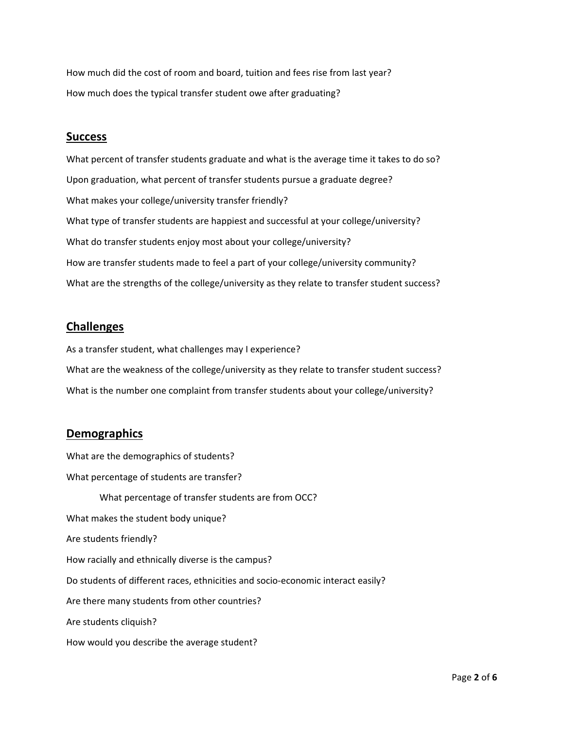How much did the cost of room and board, tuition and fees rise from last year?

How much does the typical transfer student owe after graduating?

## **Success**

What percent of transfer students graduate and what is the average time it takes to do so?

Upon graduation, what percent of transfer students pursue a graduate degree?

What makes your college/university transfer friendly?

What type of transfer students are happiest and successful at your college/university?

What do transfer students enjoy most about your college/university?

How are transfer students made to feel a part of your college/university community?

What are the strengths of the college/university as they relate to transfer student success?

## **Challenges**

As a transfer student, what challenges may I experience?

What are the weakness of the college/university as they relate to transfer student success?

What is the number one complaint from transfer students about your college/university?

## **Demographics**

What are the demographics of students?

What percentage of students are transfer?

- What percentage of transfer students are from OCC?

What makes the student body unique?

Are students friendly?

How racially and ethnically diverse is the campus?

Do students of different races, ethnicities and socio-economic interact easily?

Are there many students from other countries?

Are students cliquish?

How would you describe the average student?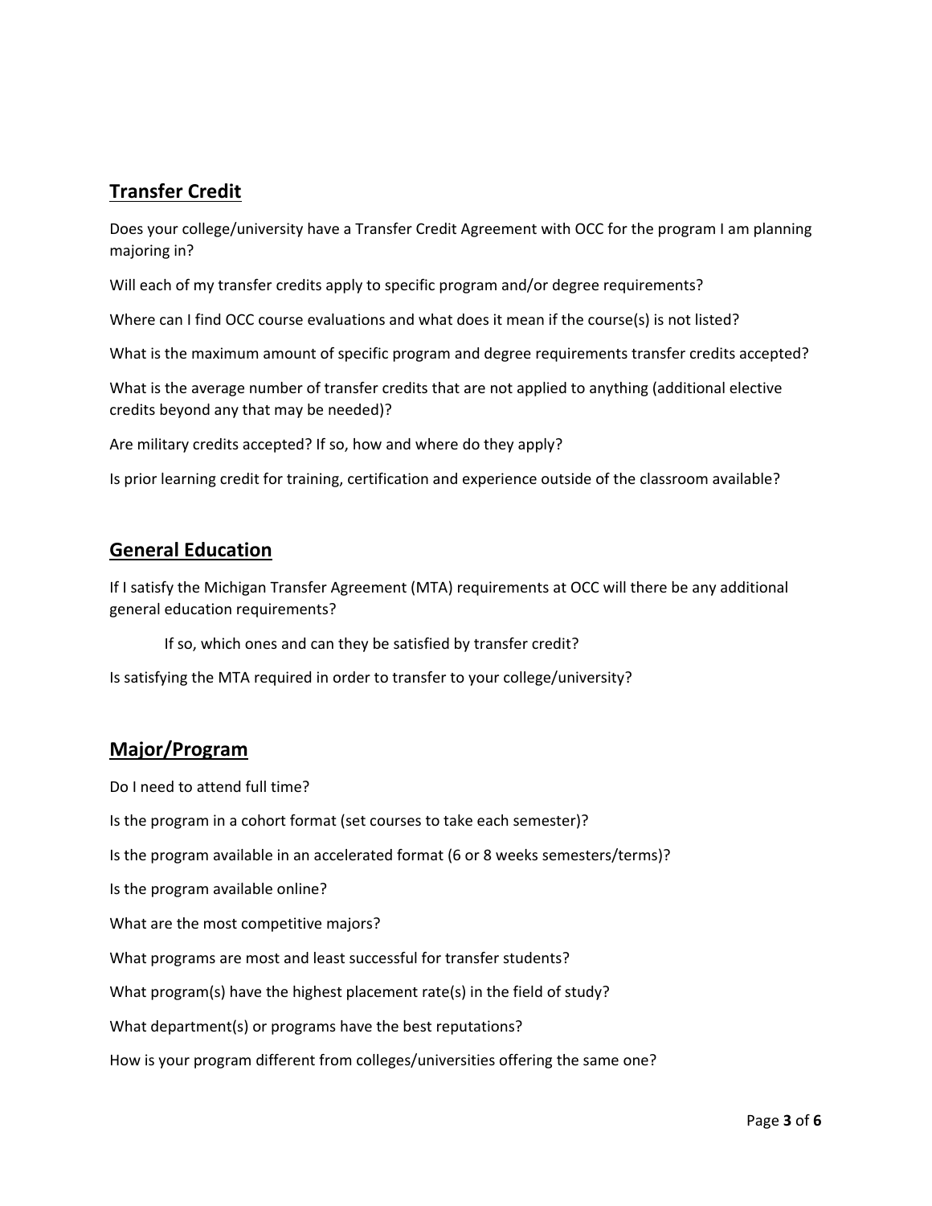## Transfer Credit

Does your college/university have a Transfer Credit Agreement with OCC for the program I am planning majoring in?

Will each of my transfer credits apply to specific program and/or degree requirements?

Where can I find OCC course evaluations and what does it mean if the course(s) is not listed?

What is the maximum amount of specific program and degree requirements transfer credits accepted?

What is the average number of transfer credits that are not applied to anything (additional elective credits beyond any that may be needed)?

Are military credits accepted? If so, how and where do they apply?

Is prior learning credit for training, certification and experience outside of the classroom available?

## General Education

If I satisfy the Michigan Transfer Agreement (MTA) requirements at OCC will there be any additional general education requirements?

> If so, which ones and can they be satisfied by transfer credit?

Is satisfying the MTA required in order to transfer to your college/university?

## Major/Program

Do I need to attend full time?

Is the program in a cohort format (set courses to take each semester)?

Is the program available in an accelerated format (6 or 8 weeks semesters/terms)?

Is the program available online?

What are the most competitive majors?

What programs are most and least successful for transfer students?

What program(s) have the highest placement rate(s) in the field of study?

What department(s) or programs have the best reputations?

How is your program different from colleges/universities offering the same one?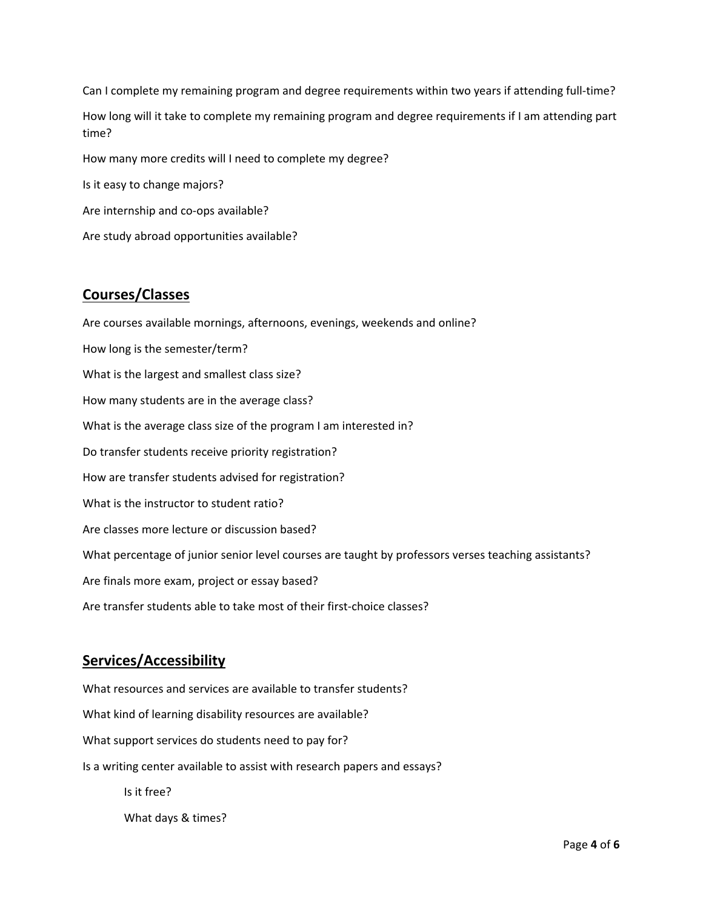Can I complete my remaining program and degree requirements within two years if attending full-time?

How long will it take to complete my remaining program and degree requirements if I am attending part time?

How many more credits will I need to complete my degree?

Is it easy to change majors?

Are internship and co-ops available?

Are study abroad opportunities available?

## Courses/Classes

Are courses available mornings, afternoons, evenings, weekends and online?

How long is the semester/term?

What is the largest and smallest class size?

How many students are in the average class?

What is the average class size of the program I am interested in?

Do transfer students receive priority registration?

How are transfer students advised for registration?

What is the instructor to student ratio?

Are classes more lecture or discussion based?

What percentage of junior senior level courses are taught by professors verses teaching assistants?

Are finals more exam, project or essay based?

Are transfer students able to take most of their first-choice classes?

## Services/Accessibility

What resources and services are available to transfer students?

What kind of learning disability resources are available?

What support services do students need to pay for?

Is a writing center available to assist with research papers and essays?

- Is it free?
- What days & times?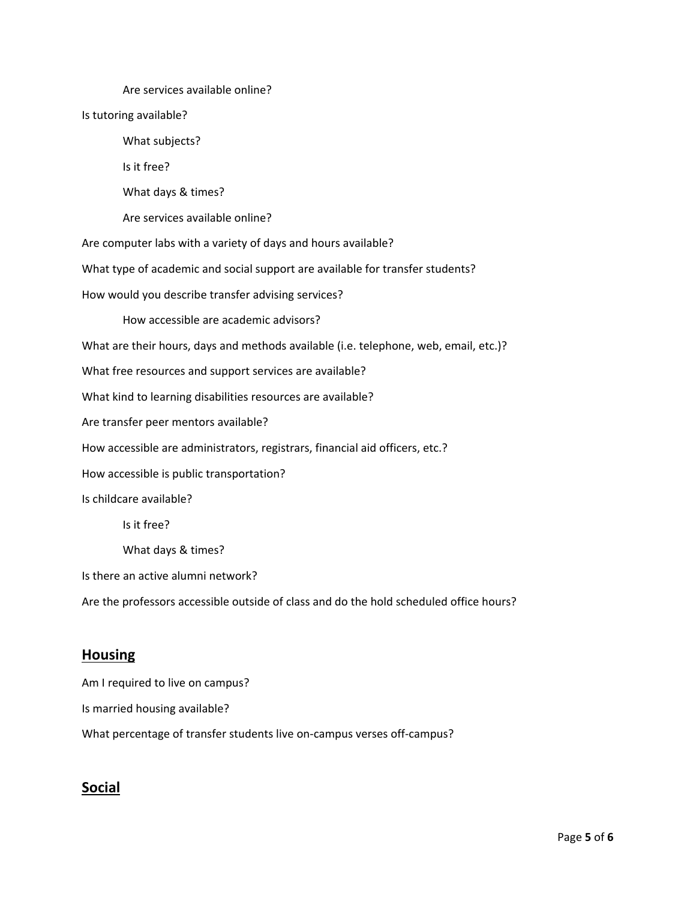- Are services available online?

Is tutoring available?

- What subjects?
- Is it free?
- What days & times?
- Are services available online?

Are computer labs with a variety of days and hours available?

What type of academic and social support are available for transfer students?

How would you describe transfer advising services?

- How accessible are academic advisors?

What are their hours, days and methods available (i.e. telephone, web, email, etc.)?

What free resources and support services are available?

What kind to learning disabilities resources are available?

Are transfer peer mentors available?

How accessible are administrators, registrars, financial aid officers, etc.?

How accessible is public transportation?

Is childcare available?

- Is it free?
- What days & times?

Is there an active alumni network?

Are the professors accessible outside of class and do the hold scheduled office hours?

## **Housing**

Am I required to live on campus?

Is married housing available?

What percentage of transfer students live on-campus verses off-campus?

## **Social**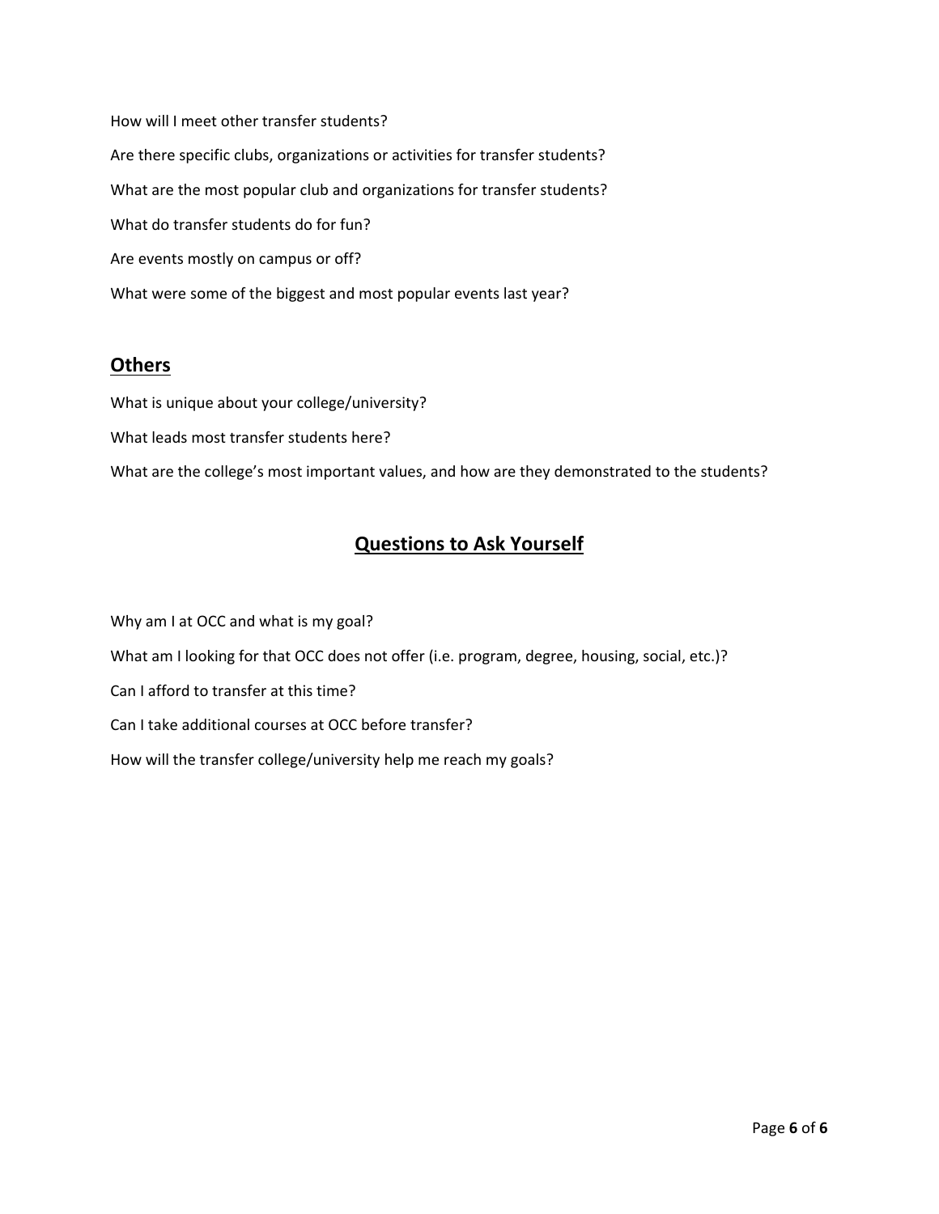How will I meet other transfer students?

Are there specific clubs, organizations or activities for transfer students?

What are the most popular club and organizations for transfer students?

What do transfer students do for fun?

Are events mostly on campus or off?

What were some of the biggest and most popular events last year?

## Others

What is unique about your college/university?

What leads most transfer students here?

What are the college's most important values, and how are they demonstrated to the students?

# Questions to Ask Yourself

Why am I at OCC and what is my goal?

What am I looking for that OCC does not offer (i.e. program, degree, housing, social, etc.)?

Can I afford to transfer at this time?

Can I take additional courses at OCC before transfer?

How will the transfer college/university help me reach my goals?